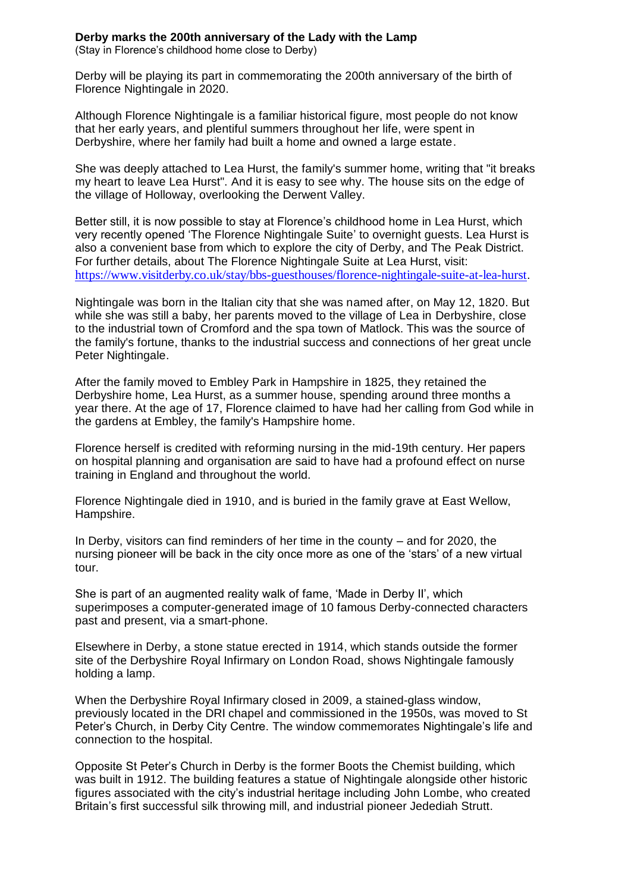**Derby marks the 200th anniversary of the Lady with the Lamp**
(Stay in Florence's childhood home close to Derby)

Derby will be playing its part in commemorating the 200th anniversary of the birth of Florence Nightingale in 2020.

Although Florence Nightingale is a familiar historical figure, most people do not know that her early years, and plentiful summers throughout her life, were spent in Derbyshire, where her family had built a home and owned a large estate.

She was deeply attached to Lea Hurst, the family's summer home, writing that "it breaks my heart to leave Lea Hurst". And it is easy to see why. The house sits on the edge of the village of Holloway, overlooking the Derwent Valley.

Better still, it is now possible to stay at Florence's childhood home in Lea Hurst, which very recently opened 'The Florence Nightingale Suite' to overnight guests. Lea Hurst is also a convenient base from which to explore the city of Derby, and The Peak District. For further details, about The Florence Nightingale Suite at Lea Hurst, visit: https://www.visitderby.co.uk/stay/bbs-guesthouses/florence-nightingale-suite-at-lea-hurst.

Nightingale was born in the Italian city that she was named after, on May 12, 1820. But while she was still a baby, her parents moved to the village of Lea in Derbyshire, close to the industrial town of Cromford and the spa town of Matlock. This was the source of the family's fortune, thanks to the industrial success and connections of her great uncle Peter Nightingale.

After the family moved to Embley Park in Hampshire in 1825, they retained the Derbyshire home, Lea Hurst, as a summer house, spending around three months a year there. At the age of 17, Florence claimed to have had her calling from God while in the gardens at Embley, the family's Hampshire home.

Florence herself is credited with reforming nursing in the mid-19th century. Her papers on hospital planning and organisation are said to have had a profound effect on nurse training in England and throughout the world.

Florence Nightingale died in 1910, and is buried in the family grave at East Wellow, Hampshire.

In Derby, visitors can find reminders of her time in the county – and for 2020, the nursing pioneer will be back in the city once more as one of the 'stars' of a new virtual tour.

She is part of an augmented reality walk of fame, 'Made in Derby II', which superimposes a computer-generated image of 10 famous Derby-connected characters past and present, via a smart-phone.

Elsewhere in Derby, a stone statue erected in 1914, which stands outside the former site of the Derbyshire Royal Infirmary on London Road, shows Nightingale famously holding a lamp.

When the Derbyshire Royal Infirmary closed in 2009, a stained-glass window, previously located in the DRI chapel and commissioned in the 1950s, was moved to St Peter's Church, in Derby City Centre. The window commemorates Nightingale's life and connection to the hospital.

Opposite St Peter's Church in Derby is the former Boots the Chemist building, which was built in 1912. The building features a statue of Nightingale alongside other historic figures associated with the city's industrial heritage including John Lombe, who created Britain's first successful silk throwing mill, and industrial pioneer Jedediah Strutt.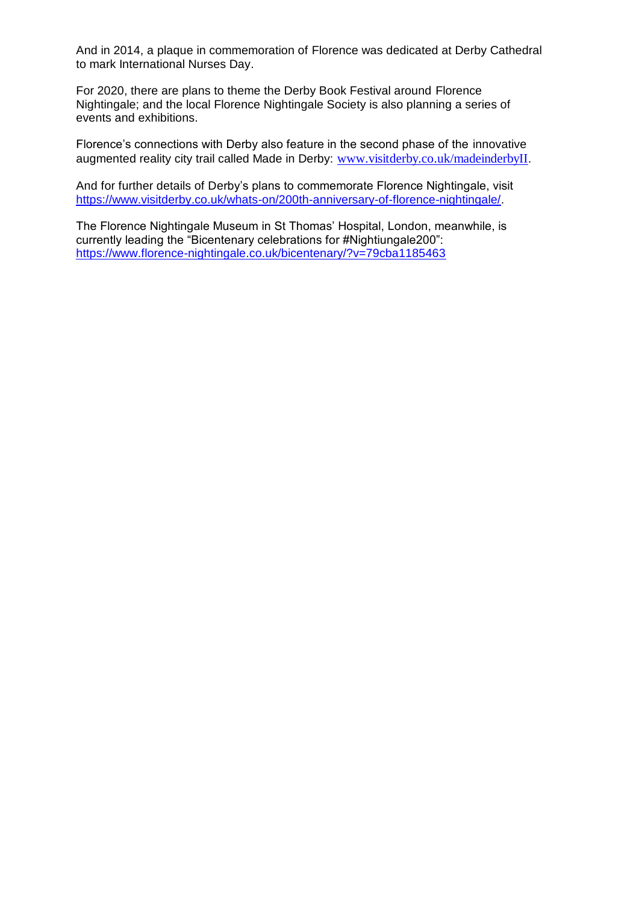And in 2014, a plaque in commemoration of Florence was dedicated at Derby Cathedral to mark International Nurses Day.

For 2020, there are plans to theme the Derby Book Festival around Florence Nightingale; and the local Florence Nightingale Society is also planning a series of events and exhibitions.

Florence's connections with Derby also feature in the second phase of the innovative augmented reality city trail called Made in Derby: www.visitderby.co.uk/madeinderbyII.

And for further details of Derby's plans to commemorate Florence Nightingale, visit https://www.visitderby.co.uk/whats-on/200th-anniversary-of-florence-nightingale/.

The Florence Nightingale Museum in St Thomas' Hospital, London, meanwhile, is currently leading the "Bicentenary celebrations for #Nightiungale200": https://www.florence-nightingale.co.uk/bicentenary/?v=79cba1185463